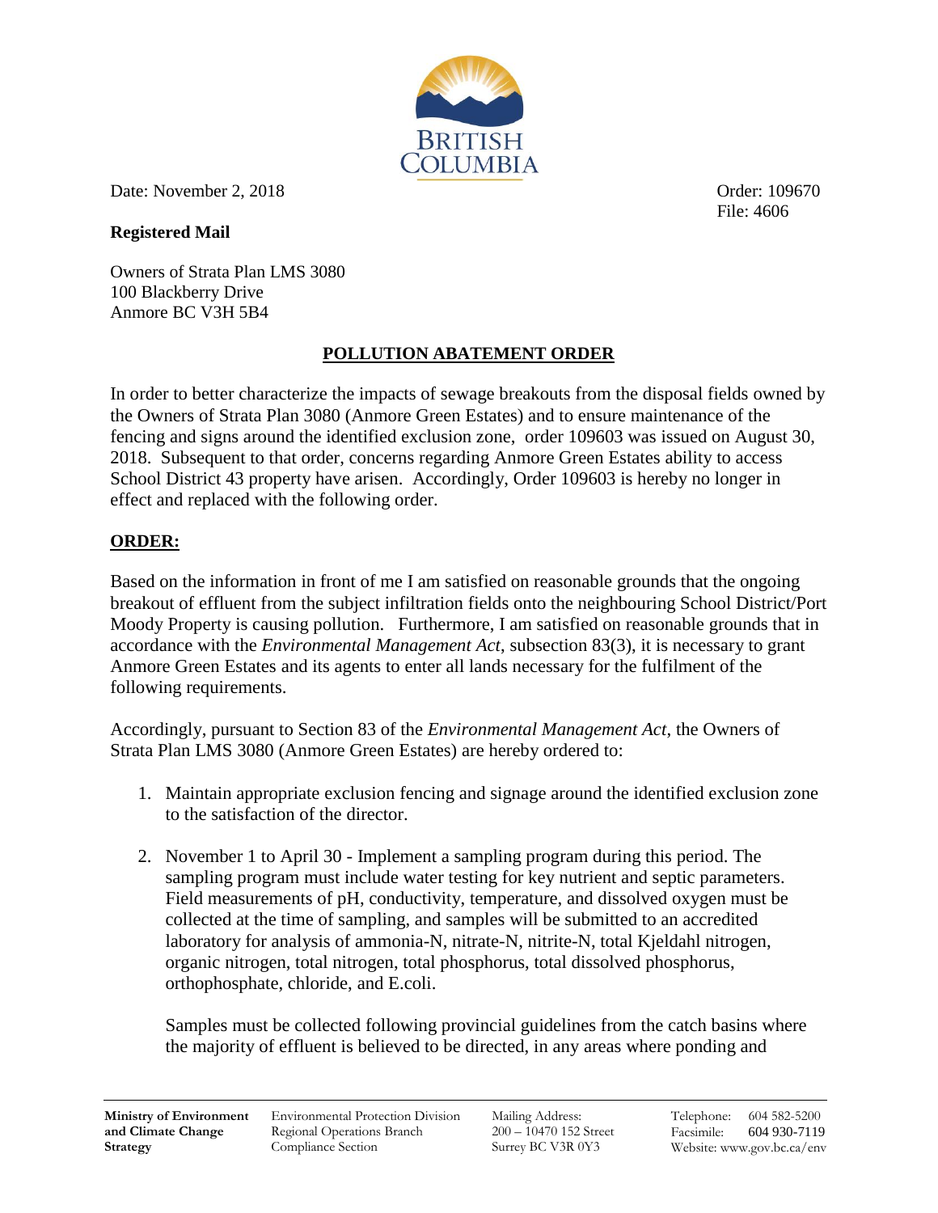Date: November 2, 2018

Order: 109670
File: 4606

**Registered Mail**

Owners of Strata Plan LMS 3080
100 Blackberry Drive
Anmore BC V3H 5B4

## POLLUTION ABATEMENT ORDER

In order to better characterize the impacts of sewage breakouts from the disposal fields owned by the Owners of Strata Plan 3080 (Anmore Green Estates) and to ensure maintenance of the fencing and signs around the identified exclusion zone, order 109603 was issued on August 30, 2018. Subsequent to that order, concerns regarding Anmore Green Estates ability to access School District 43 property have arisen. Accordingly, Order 109603 is hereby no longer in effect and replaced with the following order.

## ORDER:

Based on the information in front of me I am satisfied on reasonable grounds that the ongoing breakout of effluent from the subject infiltration fields onto the neighbouring School District/Port Moody Property is causing pollution. Furthermore, I am satisfied on reasonable grounds that in accordance with the *Environmental Management Act*, subsection 83(3), it is necessary to grant Anmore Green Estates and its agents to enter all lands necessary for the fulfilment of the following requirements.

Accordingly, pursuant to Section 83 of the *Environmental Management Act*, the Owners of Strata Plan LMS 3080 (Anmore Green Estates) are hereby ordered to:

1. Maintain appropriate exclusion fencing and signage around the identified exclusion zone to the satisfaction of the director.

2. November 1 to April 30 - Implement a sampling program during this period. The sampling program must include water testing for key nutrient and septic parameters. Field measurements of pH, conductivity, temperature, and dissolved oxygen must be collected at the time of sampling, and samples will be submitted to an accredited laboratory for analysis of ammonia-N, nitrate-N, nitrite-N, total Kjeldahl nitrogen, organic nitrogen, total nitrogen, total phosphorus, total dissolved phosphorus, orthophosphate, chloride, and E.coli.

   Samples must be collected following provincial guidelines from the catch basins where the majority of effluent is believed to be directed, in any areas where ponding and

**Ministry of Environment and Climate Change Strategy** | Environmental Protection Division, Regional Operations Branch, Compliance Section | Mailing Address: 200 – 10470 152 Street, Surrey BC V3R 0Y3 | Telephone: 604 582-5200, Facsimile: 604 930-7119, Website: www.gov.bc.ca/env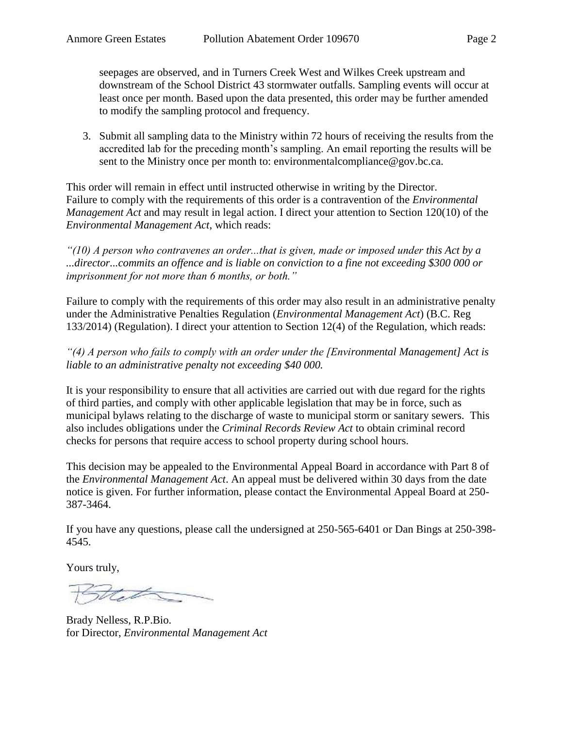seepages are observed, and in Turners Creek West and Wilkes Creek upstream and downstream of the School District 43 stormwater outfalls. Sampling events will occur at least once per month. Based upon the data presented, this order may be further amended to modify the sampling protocol and frequency.

3. Submit all sampling data to the Ministry within 72 hours of receiving the results from the accredited lab for the preceding month's sampling. An email reporting the results will be sent to the Ministry once per month to: environmentalcompliance@gov.bc.ca.

This order will remain in effect until instructed otherwise in writing by the Director. Failure to comply with the requirements of this order is a contravention of the *Environmental Management Act* and may result in legal action. I direct your attention to Section 120(10) of the *Environmental Management Act*, which reads:

*"(10) A person who contravenes an order...that is given, made or imposed under this Act by a ...director...commits an offence and is liable on conviction to a fine not exceeding $300 000 or imprisonment for not more than 6 months, or both."*

Failure to comply with the requirements of this order may also result in an administrative penalty under the Administrative Penalties Regulation (*Environmental Management Act*) (B.C. Reg 133/2014) (Regulation). I direct your attention to Section 12(4) of the Regulation, which reads:

*"(4) A person who fails to comply with an order under the [Environmental Management] Act is liable to an administrative penalty not exceeding $40 000.*

It is your responsibility to ensure that all activities are carried out with due regard for the rights of third parties, and comply with other applicable legislation that may be in force, such as municipal bylaws relating to the discharge of waste to municipal storm or sanitary sewers. This also includes obligations under the *Criminal Records Review Act* to obtain criminal record checks for persons that require access to school property during school hours.

This decision may be appealed to the Environmental Appeal Board in accordance with Part 8 of the *Environmental Management Act*. An appeal must be delivered within 30 days from the date notice is given. For further information, please contact the Environmental Appeal Board at 250-387-3464.

If you have any questions, please call the undersigned at 250-565-6401 or Dan Bings at 250-398-4545.

Yours truly,

Brady Nelless, R.P.Bio.
for Director, *Environmental Management Act*